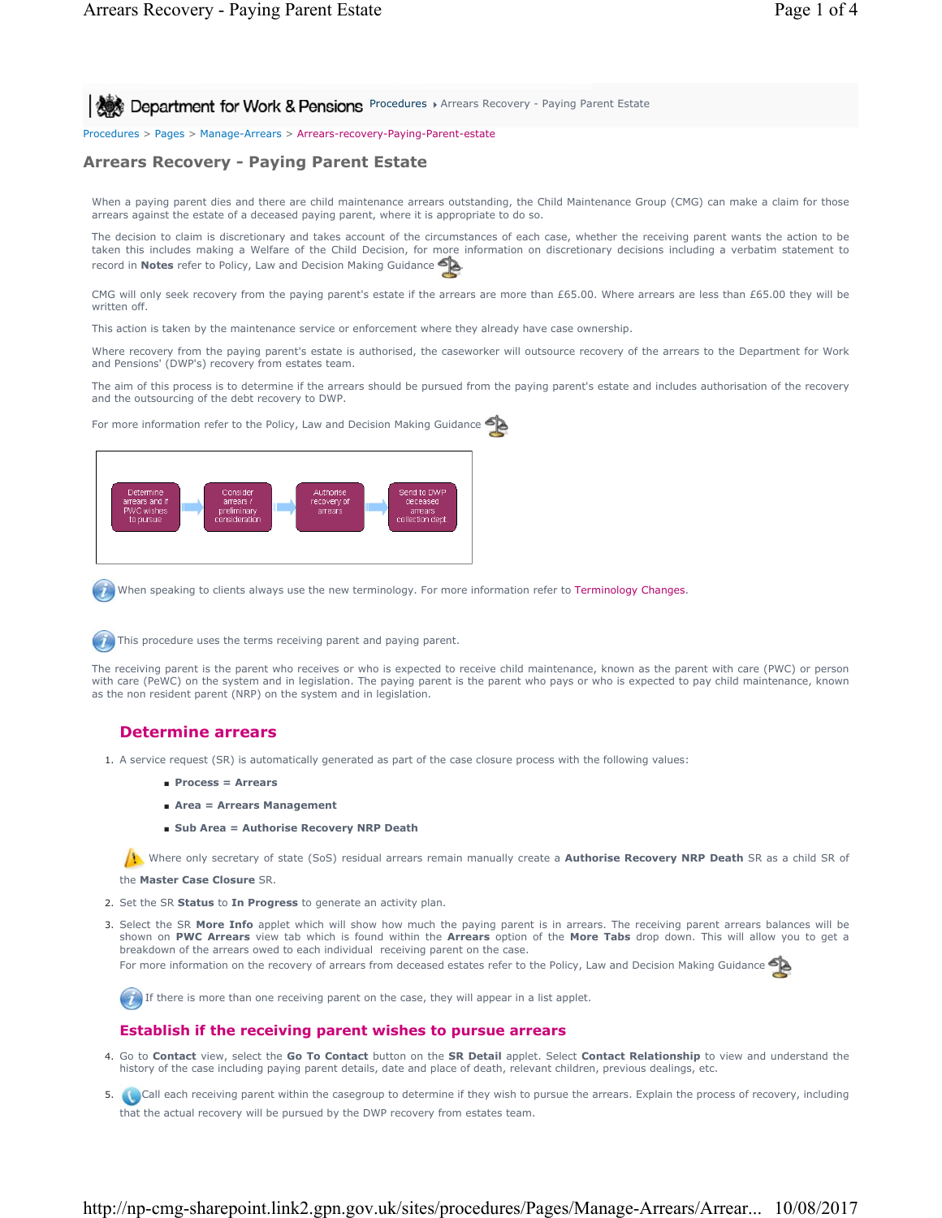Procedures › Arrears Recovery - Paying Parent Estate

Procedures > Pages > Manage-Arrears > Arrears-recovery-Paying-Parent-estate

# Arrears Recovery - Paying Parent Estate

When a paying parent dies and there are child maintenance arrears outstanding, the Child Maintenance Group (CMG) can make a claim for those arrears against the estate of a deceased paying parent, where it is appropriate to do so.

The decision to claim is discretionary and takes account of the circumstances of each case, whether the receiving parent wants the action to be taken this includes making a Welfare of the Child Decision, for more information on discretionary decisions including a verbatim statement to record in **Notes** refer to Policy, Law and Decision Making Guidance

CMG will only seek recovery from the paying parent's estate if the arrears are more than £65.00. Where arrears are less than £65.00 they will be written off.

This action is taken by the maintenance service or enforcement where they already have case ownership.

Where recovery from the paying parent's estate is authorised, the caseworker will outsource recovery of the arrears to the Department for Work and Pensions' (DWP's) recovery from estates team.

The aim of this process is to determine if the arrears should be pursued from the paying parent's estate and includes authorisation of the recovery and the outsourcing of the debt recovery to DWP.

For more information refer to the Policy, Law and Decision Making Guidance

Determine arrears and if PWC wishes to pursue → Consider arrears / preliminary consideration → Authorise recovery of arrears → Send to DWP deceased arrears collection dept

When speaking to clients always use the new terminology. For more information refer to Terminology Changes.

This procedure uses the terms receiving parent and paying parent.

The receiving parent is the parent who receives or who is expected to receive child maintenance, known as the parent with care (PWC) or person with care (PeWC) on the system and in legislation. The paying parent is the parent who pays or who is expected to pay child maintenance, known as the non resident parent (NRP) on the system and in legislation.

## Determine arrears

1. A service request (SR) is automatically generated as part of the case closure process with the following values:
   - **Process = Arrears**
   - **Area = Arrears Management**
   - **Sub Area = Authorise Recovery NRP Death**

   Where only secretary of state (SoS) residual arrears remain manually create a **Authorise Recovery NRP Death** SR as a child SR of the **Master Case Closure** SR.
2. Set the SR **Status** to **In Progress** to generate an activity plan.
3. Select the SR **More Info** applet which will show how much the paying parent is in arrears. The receiving parent arrears balances will be shown on **PWC Arrears** view tab which is found within the **Arrears** option of the **More Tabs** drop down. This will allow you to get a breakdown of the arrears owed to each individual receiving parent on the case.
   For more information on the recovery of arrears from deceased estates refer to the Policy, Law and Decision Making Guidance

   If there is more than one receiving parent on the case, they will appear in a list applet.

## Establish if the receiving parent wishes to pursue arrears

4. Go to **Contact** view, select the **Go To Contact** button on the **SR Detail** applet. Select **Contact Relationship** to view and understand the history of the case including paying parent details, date and place of death, relevant children, previous dealings, etc.
5. Call each receiving parent within the casegroup to determine if they wish to pursue the arrears. Explain the process of recovery, including that the actual recovery will be pursued by the DWP recovery from estates team.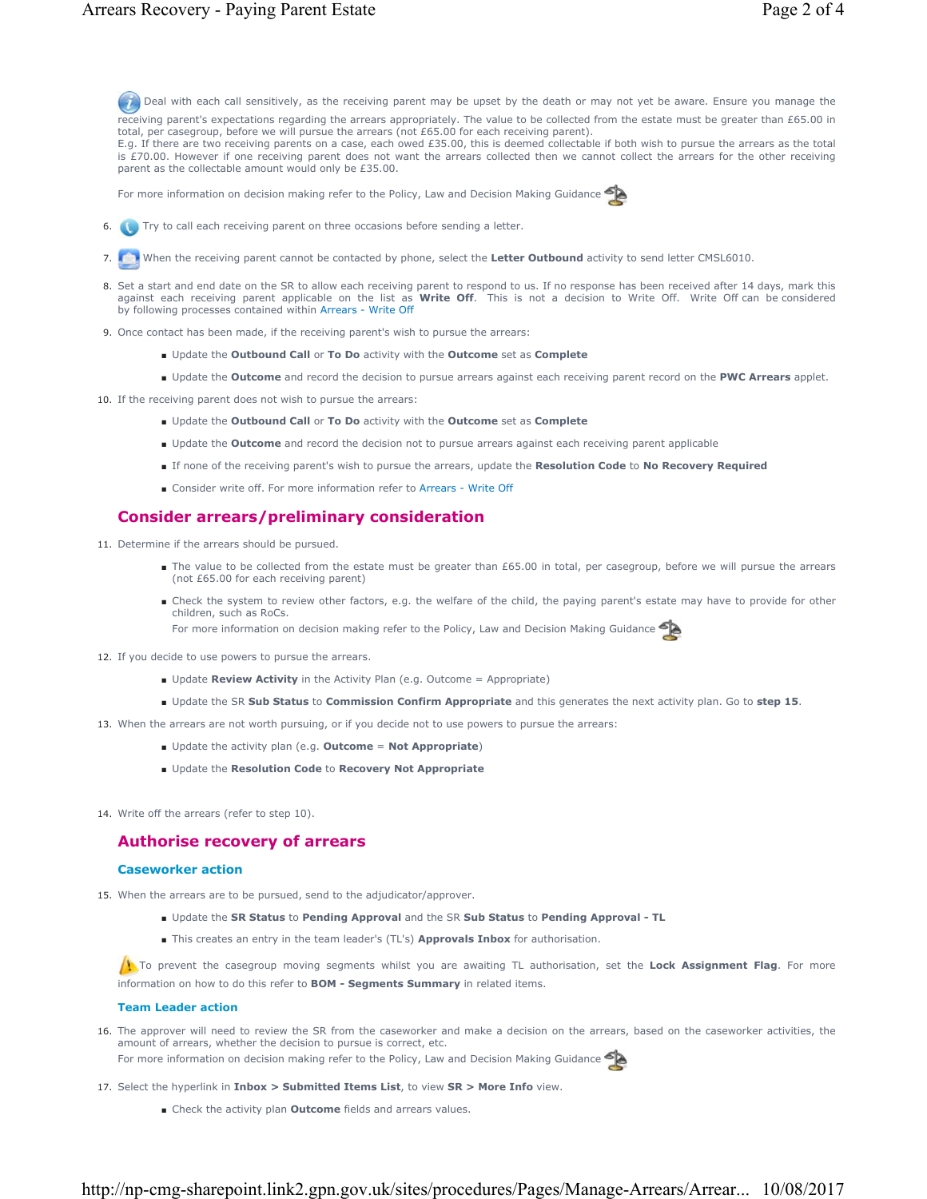Deal with each call sensitively, as the receiving parent may be upset by the death or may not yet be aware. Ensure you manage the receiving parent's expectations regarding the arrears appropriately. The value to be collected from the estate must be greater than £65.00 in total, per casegroup, before we will pursue the arrears (not £65.00 for each receiving parent).
E.g. If there are two receiving parents on a case, each owed £35.00, this is deemed collectable if both wish to pursue the arrears as the total is £70.00. However if one receiving parent does not want the arrears collected then we cannot collect the arrears for the other receiving parent as the collectable amount would only be £35.00.

For more information on decision making refer to the Policy, Law and Decision Making Guidance

6. Try to call each receiving parent on three occasions before sending a letter.

7. When the receiving parent cannot be contacted by phone, select the **Letter Outbound** activity to send letter CMSL6010.

8. Set a start and end date on the SR to allow each receiving parent to respond to us. If no response has been received after 14 days, mark this against each receiving parent applicable on the list as **Write Off**. This is not a decision to Write Off. Write Off can be considered by following processes contained within Arrears - Write Off

9. Once contact has been made, if the receiving parent's wish to pursue the arrears:
   - Update the **Outbound Call** or **To Do** activity with the **Outcome** set as **Complete**
   - Update the **Outcome** and record the decision to pursue arrears against each receiving parent record on the **PWC Arrears** applet.

10. If the receiving parent does not wish to pursue the arrears:
    - Update the **Outbound Call** or **To Do** activity with the **Outcome** set as **Complete**
    - Update the **Outcome** and record the decision not to pursue arrears against each receiving parent applicable
    - If none of the receiving parent's wish to pursue the arrears, update the **Resolution Code** to **No Recovery Required**
    - Consider write off. For more information refer to Arrears - Write Off

## Consider arrears/preliminary consideration

11. Determine if the arrears should be pursued.
    - The value to be collected from the estate must be greater than £65.00 in total, per casegroup, before we will pursue the arrears (not £65.00 for each receiving parent)
    - Check the system to review other factors, e.g. the welfare of the child, the paying parent's estate may have to provide for other children, such as RoCs.
      For more information on decision making refer to the Policy, Law and Decision Making Guidance

12. If you decide to use powers to pursue the arrears.
    - Update **Review Activity** in the Activity Plan (e.g. Outcome = Appropriate)
    - Update the SR **Sub Status** to **Commission Confirm Appropriate** and this generates the next activity plan. Go to **step 15**.

13. When the arrears are not worth pursuing, or if you decide not to use powers to pursue the arrears:
    - Update the activity plan (e.g. **Outcome** = **Not Appropriate**)
    - Update the **Resolution Code** to **Recovery Not Appropriate**

14. Write off the arrears (refer to step 10).

## Authorise recovery of arrears

### Caseworker action

15. When the arrears are to be pursued, send to the adjudicator/approver.
    - Update the **SR Status** to **Pending Approval** and the SR **Sub Status** to **Pending Approval - TL**
    - This creates an entry in the team leader's (TL's) **Approvals Inbox** for authorisation.

To prevent the casegroup moving segments whilst you are awaiting TL authorisation, set the **Lock Assignment Flag**. For more information on how to do this refer to **BOM - Segments Summary** in related items.

### Team Leader action

16. The approver will need to review the SR from the caseworker and make a decision on the arrears, based on the caseworker activities, the amount of arrears, whether the decision to pursue is correct, etc.
    For more information on decision making refer to the Policy, Law and Decision Making Guidance

17. Select the hyperlink in **Inbox > Submitted Items List**, to view **SR > More Info** view.
    - Check the activity plan **Outcome** fields and arrears values.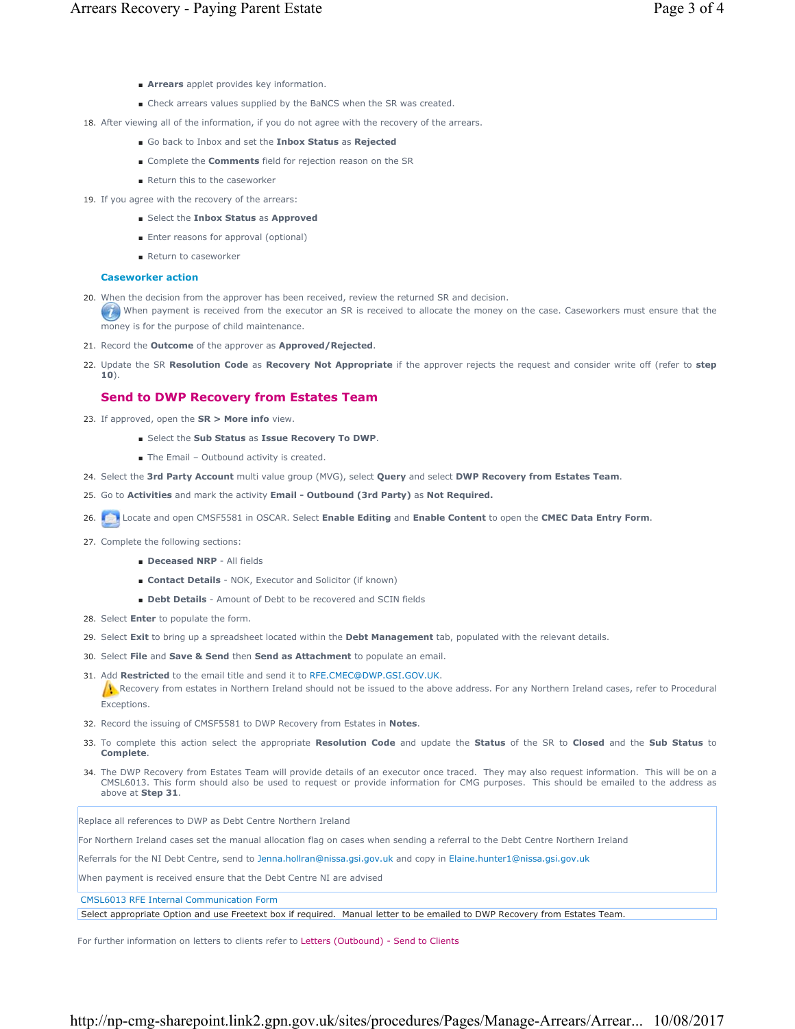- **Arrears** applet provides key information.
- Check arrears values supplied by the BaNCS when the SR was created.

18. After viewing all of the information, if you do not agree with the recovery of the arrears.
    - Go back to Inbox and set the **Inbox Status** as **Rejected**
    - Complete the **Comments** field for rejection reason on the SR
    - Return this to the caseworker
19. If you agree with the recovery of the arrears:
    - Select the **Inbox Status** as **Approved**
    - Enter reasons for approval (optional)
    - Return to caseworker

### Caseworker action

20. When the decision from the approver has been received, review the returned SR and decision.
    When payment is received from the executor an SR is received to allocate the money on the case. Caseworkers must ensure that the money is for the purpose of child maintenance.
21. Record the **Outcome** of the approver as **Approved/Rejected**.
22. Update the SR **Resolution Code** as **Recovery Not Appropriate** if the approver rejects the request and consider write off (refer to **step 10**).

## Send to DWP Recovery from Estates Team

23. If approved, open the **SR > More info** view.
    - Select the **Sub Status** as **Issue Recovery To DWP**.
    - The Email – Outbound activity is created.
24. Select the **3rd Party Account** multi value group (MVG), select **Query** and select **DWP Recovery from Estates Team**.
25. Go to **Activities** and mark the activity **Email - Outbound (3rd Party)** as **Not Required.**
26. Locate and open CMSF5581 in OSCAR. Select **Enable Editing** and **Enable Content** to open the **CMEC Data Entry Form**.
27. Complete the following sections:
    - **Deceased NRP** - All fields
    - **Contact Details** - NOK, Executor and Solicitor (if known)
    - **Debt Details** - Amount of Debt to be recovered and SCIN fields
28. Select **Enter** to populate the form.
29. Select **Exit** to bring up a spreadsheet located within the **Debt Management** tab, populated with the relevant details.
30. Select **File** and **Save & Send** then **Send as Attachment** to populate an email.
31. Add **Restricted** to the email title and send it to RFE.CMEC@DWP.GSI.GOV.UK.
    Recovery from estates in Northern Ireland should not be issued to the above address. For any Northern Ireland cases, refer to Procedural Exceptions.
32. Record the issuing of CMSF5581 to DWP Recovery from Estates in **Notes**.
33. To complete this action select the appropriate **Resolution Code** and update the **Status** of the SR to **Closed** and the **Sub Status** to **Complete**.
34. The DWP Recovery from Estates Team will provide details of an executor once traced. They may also request information. This will be on a CMSL6013. This form should also be used to request or provide information for CMG purposes. This should be emailed to the address as above at **Step 31**.

| |
|---|
| Replace all references to DWP as Debt Centre Northern Ireland<br><br>For Northern Ireland cases set the manual allocation flag on cases when sending a referral to the Debt Centre Northern Ireland<br><br>Referrals for the NI Debt Centre, send to Jenna.hollran@nissa.gsi.gov.uk and copy in Elaine.hunter1@nissa.gsi.gov.uk<br><br>When payment is received ensure that the Debt Centre NI are advised |

| CMSL6013 RFE Internal Communication Form |
|---|
| Select appropriate Option and use Freetext box if required. Manual letter to be emailed to DWP Recovery from Estates Team. |

For further information on letters to clients refer to Letters (Outbound) - Send to Clients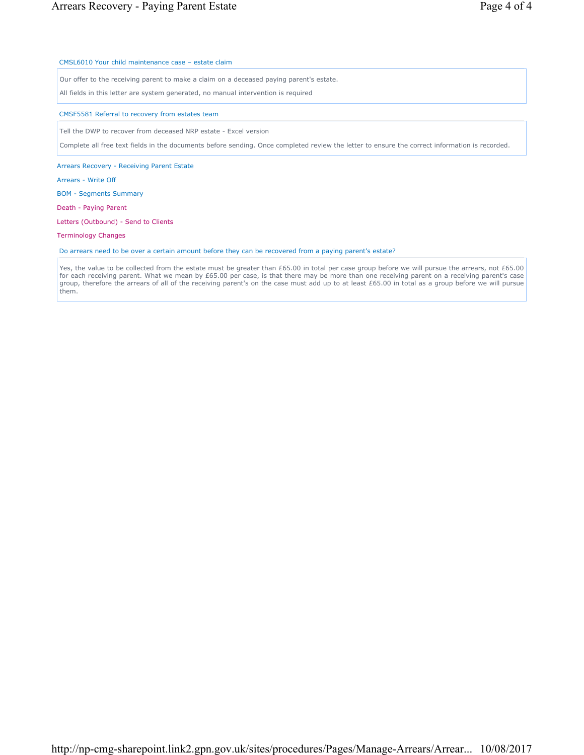CMSL6010 Your child maintenance case – estate claim

Our offer to the receiving parent to make a claim on a deceased paying parent's estate.

All fields in this letter are system generated, no manual intervention is required

CMSF5581 Referral to recovery from estates team

Tell the DWP to recover from deceased NRP estate - Excel version

Complete all free text fields in the documents before sending. Once completed review the letter to ensure the correct information is recorded.

Arrears Recovery - Receiving Parent Estate

Arrears - Write Off

BOM - Segments Summary

Death - Paying Parent

Letters (Outbound) - Send to Clients

Terminology Changes

Do arrears need to be over a certain amount before they can be recovered from a paying parent's estate?

Yes, the value to be collected from the estate must be greater than £65.00 in total per case group before we will pursue the arrears, not £65.00 for each receiving parent. What we mean by £65.00 per case, is that there may be more than one receiving parent on a receiving parent's case group, therefore the arrears of all of the receiving parent's on the case must add up to at least £65.00 in total as a group before we will pursue them.